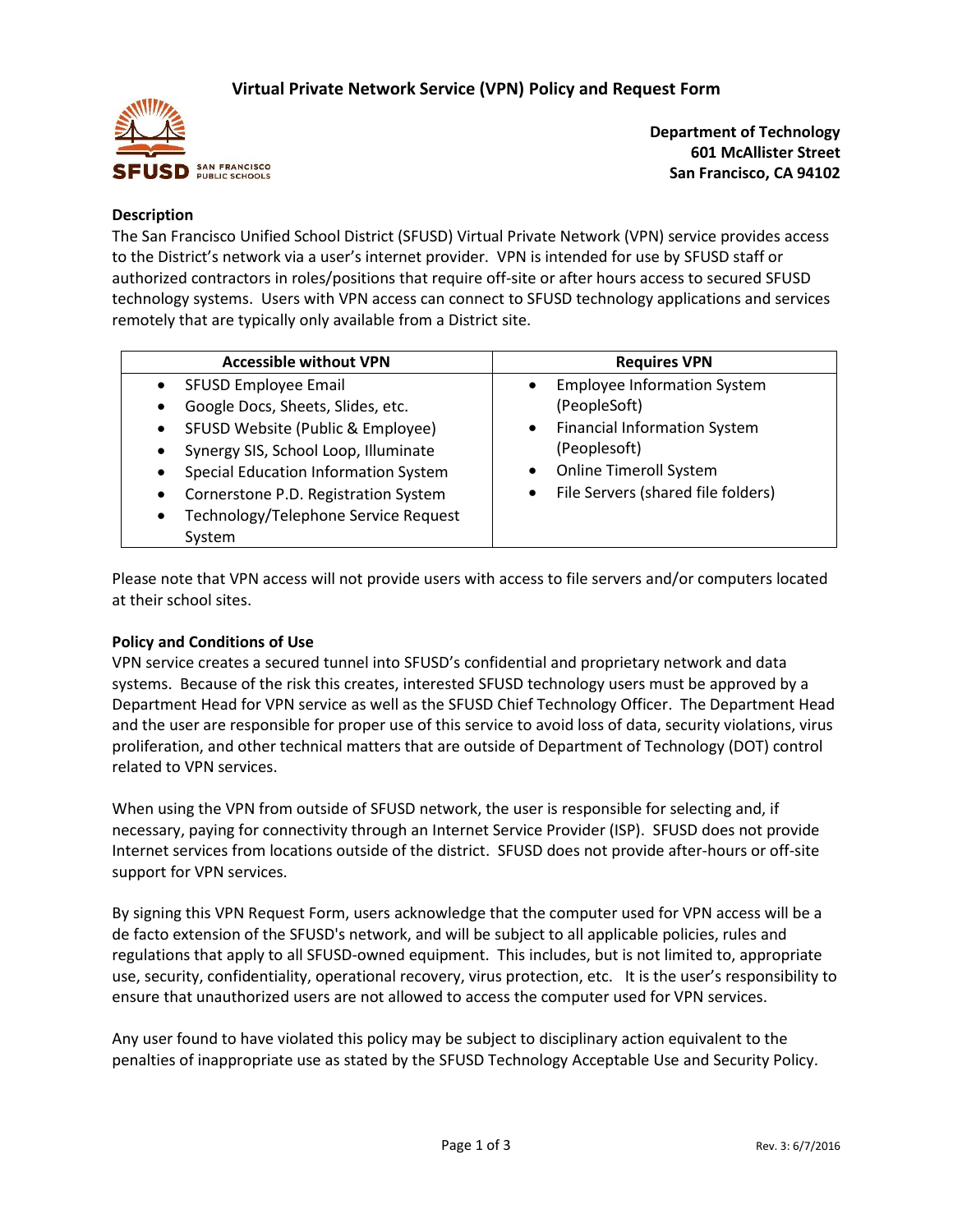# Virtual Private Network Service (VPN) Policy and Request Form

**Department of Technology**
**601 McAllister Street**
**San Francisco, CA 94102**

**Description**

The San Francisco Unified School District (SFUSD) Virtual Private Network (VPN) service provides access to the District's network via a user's internet provider. VPN is intended for use by SFUSD staff or authorized contractors in roles/positions that require off-site or after hours access to secured SFUSD technology systems. Users with VPN access can connect to SFUSD technology applications and services remotely that are typically only available from a District site.

| Accessible without VPN | Requires VPN |
| --- | --- |
| • SFUSD Employee Email<br>• Google Docs, Sheets, Slides, etc.<br>• SFUSD Website (Public & Employee)<br>• Synergy SIS, School Loop, Illuminate<br>• Special Education Information System<br>• Cornerstone P.D. Registration System<br>• Technology/Telephone Service Request System | • Employee Information System (PeopleSoft)<br>• Financial Information System (Peoplesoft)<br>• Online Timeroll System<br>• File Servers (shared file folders) |

Please note that VPN access will not provide users with access to file servers and/or computers located at their school sites.

**Policy and Conditions of Use**

VPN service creates a secured tunnel into SFUSD's confidential and proprietary network and data systems. Because of the risk this creates, interested SFUSD technology users must be approved by a Department Head for VPN service as well as the SFUSD Chief Technology Officer. The Department Head and the user are responsible for proper use of this service to avoid loss of data, security violations, virus proliferation, and other technical matters that are outside of Department of Technology (DOT) control related to VPN services.

When using the VPN from outside of SFUSD network, the user is responsible for selecting and, if necessary, paying for connectivity through an Internet Service Provider (ISP). SFUSD does not provide Internet services from locations outside of the district. SFUSD does not provide after-hours or off-site support for VPN services.

By signing this VPN Request Form, users acknowledge that the computer used for VPN access will be a de facto extension of the SFUSD's network, and will be subject to all applicable policies, rules and regulations that apply to all SFUSD-owned equipment. This includes, but is not limited to, appropriate use, security, confidentiality, operational recovery, virus protection, etc. It is the user's responsibility to ensure that unauthorized users are not allowed to access the computer used for VPN services.

Any user found to have violated this policy may be subject to disciplinary action equivalent to the penalties of inappropriate use as stated by the SFUSD Technology Acceptable Use and Security Policy.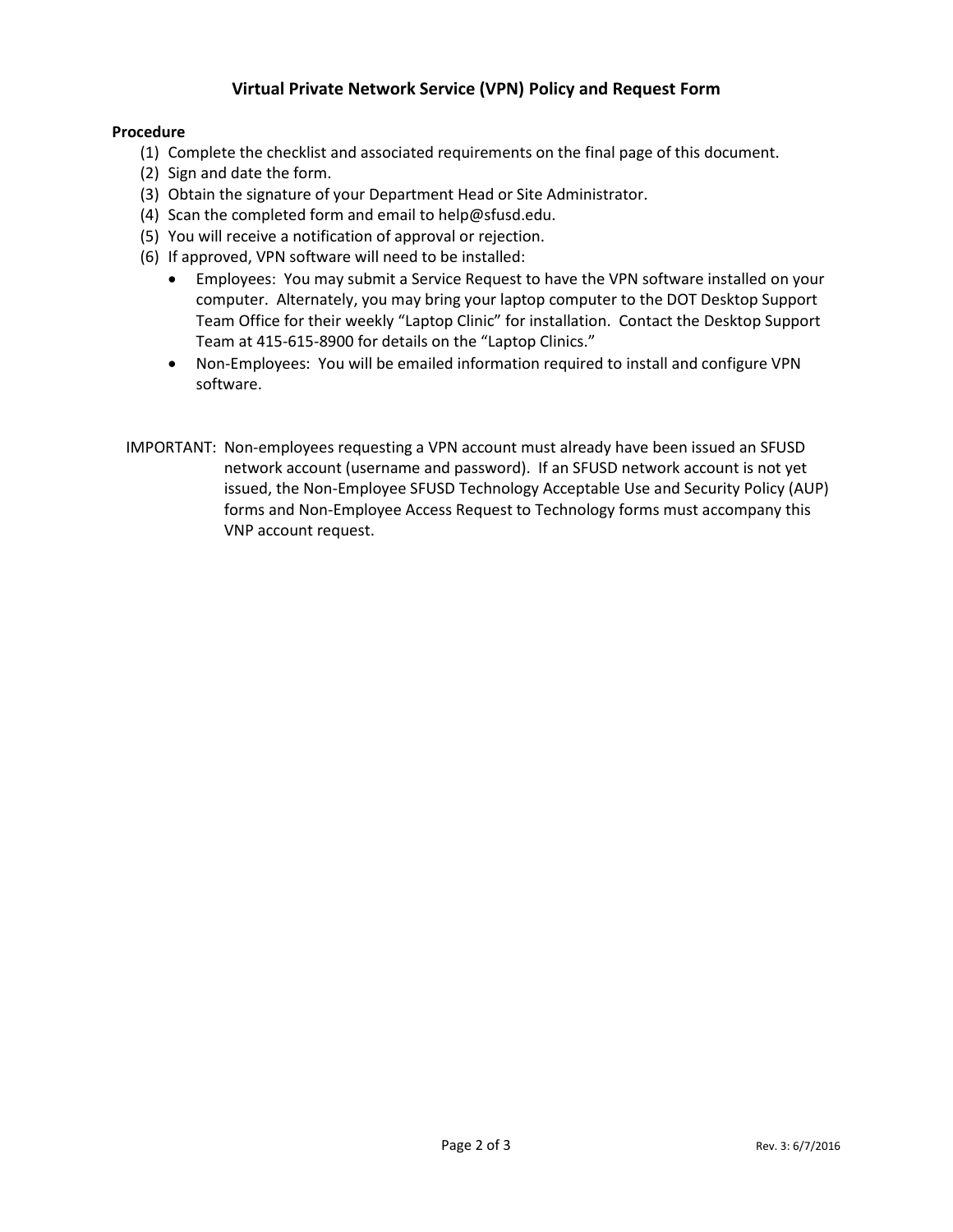# Virtual Private Network Service (VPN) Policy and Request Form

**Procedure**

(1) Complete the checklist and associated requirements on the final page of this document.
(2) Sign and date the form.
(3) Obtain the signature of your Department Head or Site Administrator.
(4) Scan the completed form and email to help@sfusd.edu.
(5) You will receive a notification of approval or rejection.
(6) If approved, VPN software will need to be installed:
   - Employees: You may submit a Service Request to have the VPN software installed on your computer. Alternately, you may bring your laptop computer to the DOT Desktop Support Team Office for their weekly "Laptop Clinic" for installation. Contact the Desktop Support Team at 415-615-8900 for details on the "Laptop Clinics."
   - Non-Employees: You will be emailed information required to install and configure VPN software.

IMPORTANT: Non-employees requesting a VPN account must already have been issued an SFUSD network account (username and password). If an SFUSD network account is not yet issued, the Non-Employee SFUSD Technology Acceptable Use and Security Policy (AUP) forms and Non-Employee Access Request to Technology forms must accompany this VNP account request.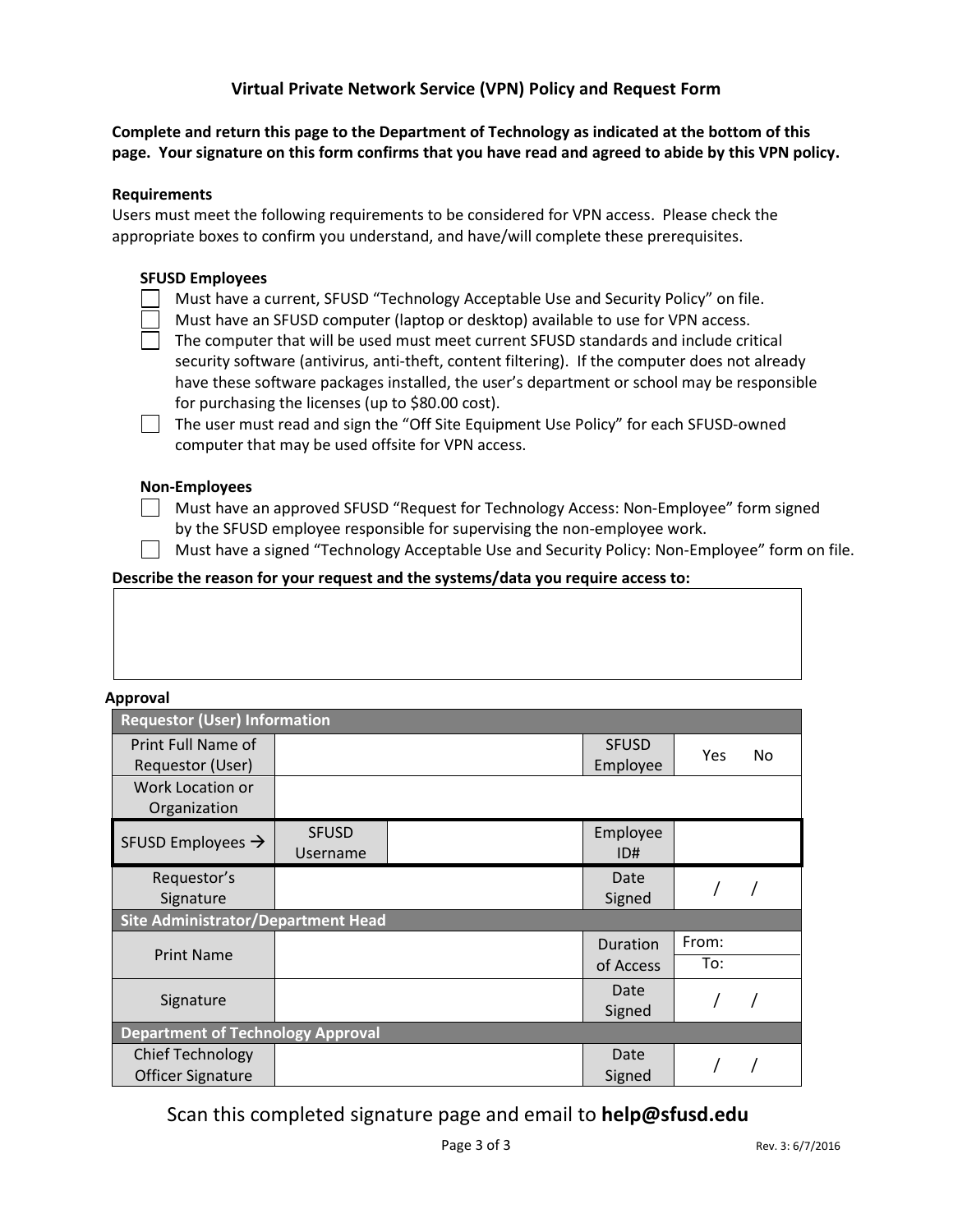## Virtual Private Network Service (VPN) Policy and Request Form

**Complete and return this page to the Department of Technology as indicated at the bottom of this page. Your signature on this form confirms that you have read and agreed to abide by this VPN policy.**

**Requirements**

Users must meet the following requirements to be considered for VPN access. Please check the appropriate boxes to confirm you understand, and have/will complete these prerequisites.

**SFUSD Employees**

- ☐ Must have a current, SFUSD "Technology Acceptable Use and Security Policy" on file.
- ☐ Must have an SFUSD computer (laptop or desktop) available to use for VPN access.
- ☐ The computer that will be used must meet current SFUSD standards and include critical security software (antivirus, anti-theft, content filtering). If the computer does not already have these software packages installed, the user's department or school may be responsible for purchasing the licenses (up to $80.00 cost).
- ☐ The user must read and sign the "Off Site Equipment Use Policy" for each SFUSD-owned computer that may be used offsite for VPN access.

**Non-Employees**

- ☐ Must have an approved SFUSD "Request for Technology Access: Non-Employee" form signed by the SFUSD employee responsible for supervising the non-employee work.
- ☐ Must have a signed "Technology Acceptable Use and Security Policy: Non-Employee" form on file.

**Describe the reason for your request and the systems/data you require access to:**

| |
|---|
| |

**Approval**

| | | | | |
|---|---|---|---|---|
| **Requestor (User) Information** | | | | |
| Print Full Name of Requestor (User) | | | SFUSD Employee | Yes No |
| Work Location or Organization | | | | |
| SFUSD Employees → | SFUSD Username | | Employee ID# | |
| Requestor's Signature | | | Date Signed | / / |
| **Site Administrator/Department Head** | | | | |
| Print Name | | | Duration of Access | From: To: |
| Signature | | | Date Signed | / / |
| **Department of Technology Approval** | | | | |
| Chief Technology Officer Signature | | | Date Signed | / / |

Scan this completed signature page and email to **help@sfusd.edu**

Rev. 3: 6/7/2016